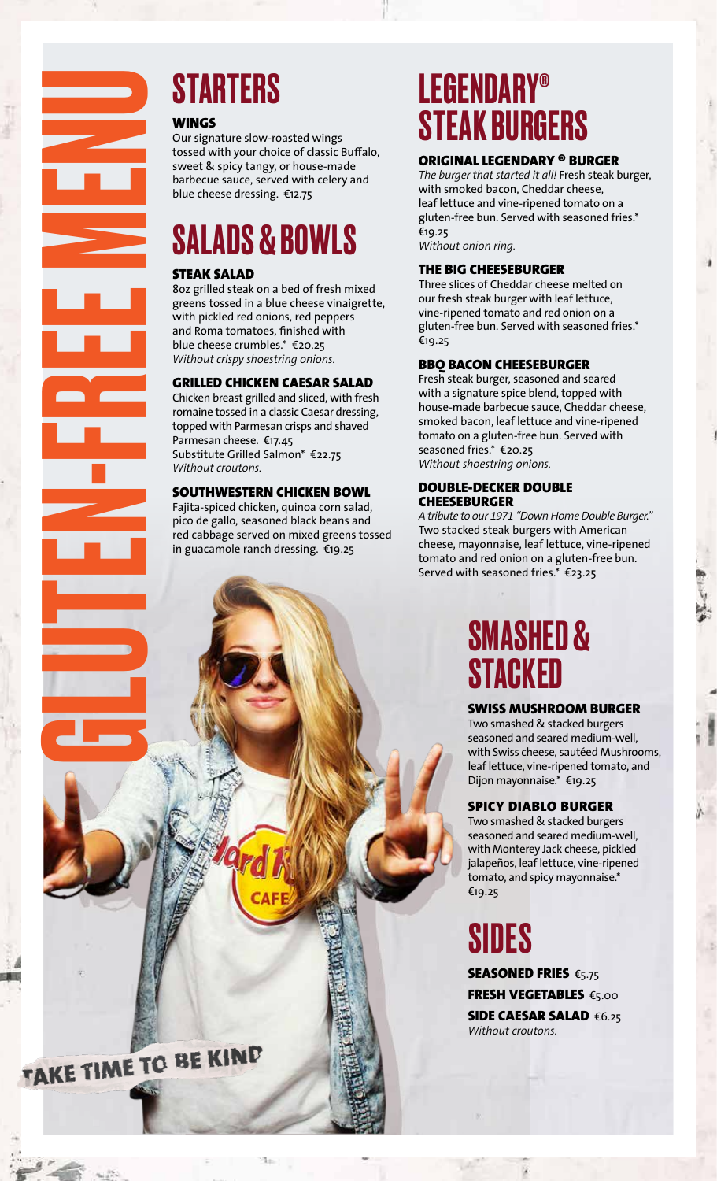# GLUTEN-FREE MENU

## STARTERS

### WINGS

Our signature slow-roasted wings tossed with your choice of classic Buffalo, sweet & spicy tangy, or house-made barbecue sauce, served with celery and blue cheese dressing. €12.75

## SALADS & BOWLS

### STEAK SALAD

8oz grilled steak on a bed of fresh mixed greens tossed in a blue cheese vinaigrette, with pickled red onions, red peppers and Roma tomatoes, finished with blue cheese crumbles.* €20.25
*Without crispy shoestring onions.*

### GRILLED CHICKEN CAESAR SALAD

Chicken breast grilled and sliced, with fresh romaine tossed in a classic Caesar dressing, topped with Parmesan crisps and shaved Parmesan cheese. €17.45
Substitute Grilled Salmon* €22.75
*Without croutons.*

### SOUTHWESTERN CHICKEN BOWL

Fajita-spiced chicken, quinoa corn salad, pico de gallo, seasoned black beans and red cabbage served on mixed greens tossed in guacamole ranch dressing. €19.25

TAKE TIME TO BE KIND

## LEGENDARY® STEAK BURGERS

### ORIGINAL LEGENDARY ® BURGER

*The burger that started it all!* Fresh steak burger, with smoked bacon, Cheddar cheese, leaf lettuce and vine-ripened tomato on a gluten-free bun. Served with seasoned fries.* €19.25
*Without onion ring.*

### THE BIG CHEESEBURGER

Three slices of Cheddar cheese melted on our fresh steak burger with leaf lettuce, vine-ripened tomato and red onion on a gluten-free bun. Served with seasoned fries.* €19.25

### BBQ BACON CHEESEBURGER

Fresh steak burger, seasoned and seared with a signature spice blend, topped with house-made barbecue sauce, Cheddar cheese, smoked bacon, leaf lettuce and vine-ripened tomato on a gluten-free bun. Served with seasoned fries.* €20.25
*Without shoestring onions.*

### DOUBLE-DECKER DOUBLE CHEESEBURGER

*A tribute to our 1971 "Down Home Double Burger."* Two stacked steak burgers with American cheese, mayonnaise, leaf lettuce, vine-ripened tomato and red onion on a gluten-free bun. Served with seasoned fries.* €23.25

## SMASHED & STACKED

### SWISS MUSHROOM BURGER

Two smashed & stacked burgers seasoned and seared medium-well, with Swiss cheese, sautéed Mushrooms, leaf lettuce, vine-ripened tomato, and Dijon mayonnaise.* €19.25

### SPICY DIABLO BURGER

Two smashed & stacked burgers seasoned and seared medium-well, with Monterey Jack cheese, pickled jalapeños, leaf lettuce, vine-ripened tomato, and spicy mayonnaise.* €19.25

## SIDES

**SEASONED FRIES** €5.75

**FRESH VEGETABLES** €5.00

**SIDE CAESAR SALAD** €6.25
*Without croutons.*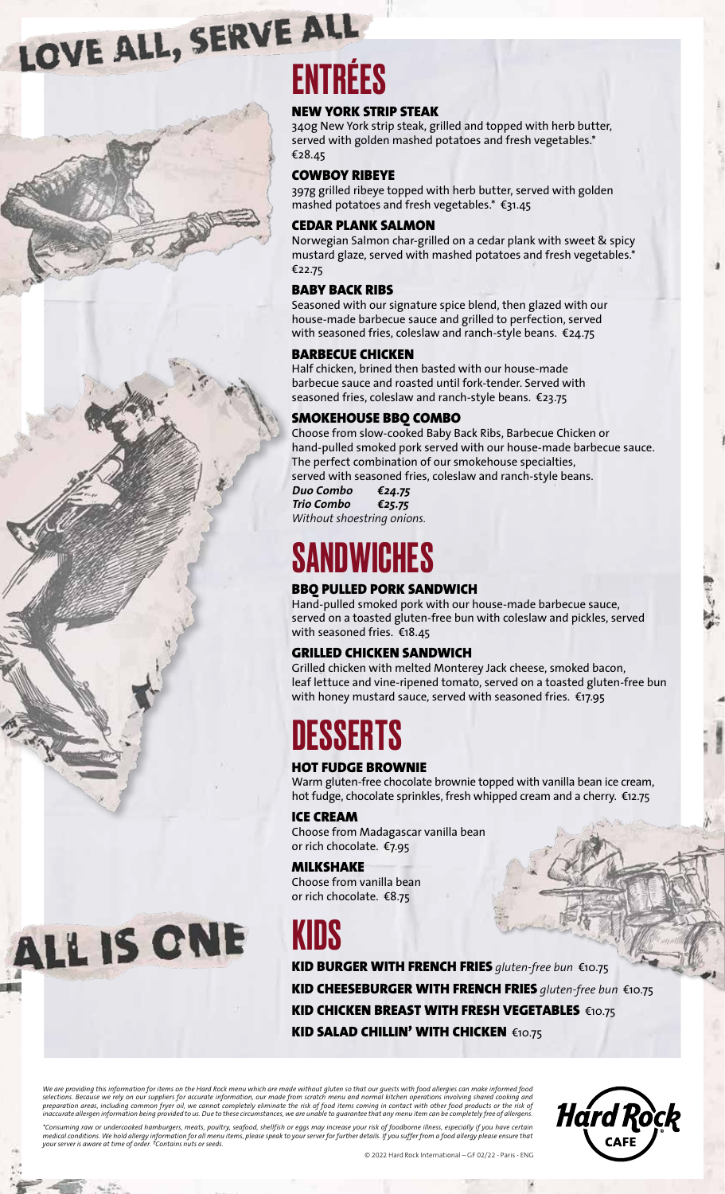LOVE ALL, SERVE ALL

# ENTRÉES

### NEW YORK STRIP STEAK

340g New York strip steak, grilled and topped with herb butter, served with golden mashed potatoes and fresh vegetables.* €28.45

### COWBOY RIBEYE

397g grilled ribeye topped with herb butter, served with golden mashed potatoes and fresh vegetables.* €31.45

### CEDAR PLANK SALMON

Norwegian Salmon char-grilled on a cedar plank with sweet & spicy mustard glaze, served with mashed potatoes and fresh vegetables.* €22.75

### BABY BACK RIBS

Seasoned with our signature spice blend, then glazed with our house-made barbecue sauce and grilled to perfection, served with seasoned fries, coleslaw and ranch-style beans. €24.75

### BARBECUE CHICKEN

Half chicken, brined then basted with our house-made barbecue sauce and roasted until fork-tender. Served with seasoned fries, coleslaw and ranch-style beans. €23.75

### SMOKEHOUSE BBQ COMBO

Choose from slow-cooked Baby Back Ribs, Barbecue Chicken or hand-pulled smoked pork served with our house-made barbecue sauce. The perfect combination of our smokehouse specialties, served with seasoned fries, coleslaw and ranch-style beans.

***Duo Combo*** ***€24.75***
***Trio Combo*** ***€25.75***
*Without shoestring onions.*

# SANDWICHES

### BBQ PULLED PORK SANDWICH

Hand-pulled smoked pork with our house-made barbecue sauce, served on a toasted gluten-free bun with coleslaw and pickles, served with seasoned fries. €18.45

### GRILLED CHICKEN SANDWICH

Grilled chicken with melted Monterey Jack cheese, smoked bacon, leaf lettuce and vine-ripened tomato, served on a toasted gluten-free bun with honey mustard sauce, served with seasoned fries. €17.95

# DESSERTS

### HOT FUDGE BROWNIE

Warm gluten-free chocolate brownie topped with vanilla bean ice cream, hot fudge, chocolate sprinkles, fresh whipped cream and a cherry. €12.75

### ICE CREAM

Choose from Madagascar vanilla bean or rich chocolate. €7.95

### MILKSHAKE

Choose from vanilla bean or rich chocolate. €8.75

ALL IS ONE

# KIDS

**KID BURGER WITH FRENCH FRIES** *gluten-free bun* €10.75

**KID CHEESEBURGER WITH FRENCH FRIES** *gluten-free bun* €10.75

**KID CHICKEN BREAST WITH FRESH VEGETABLES** €10.75

**KID SALAD CHILLIN' WITH CHICKEN** €10.75

*We are providing this information for items on the Hard Rock menu which are made without gluten so that our guests with food allergies can make informed food selections. Because we rely on our suppliers for accurate information, our made from scratch menu and normal kitchen operations involving shared cooking and preparation areas, including common fryer oil, we cannot completely eliminate the risk of food items coming in contact with other food products or the risk of inaccurate allergen information being provided to us. Due to these circumstances, we are unable to guarantee that any menu item can be completely free of allergens.*

*\*Consuming raw or undercooked hamburgers, meats, poultry, seafood, shellfish or eggs may increase your risk of foodborne illness, especially if you have certain medical conditions. We hold allergy information for all menu items, please speak to your server for further details. If you suffer from a food allergy please ensure that your server is aware at time of order. †Contains nuts or seeds.*

© 2022 Hard Rock International – GF 02/22 - Paris - ENG